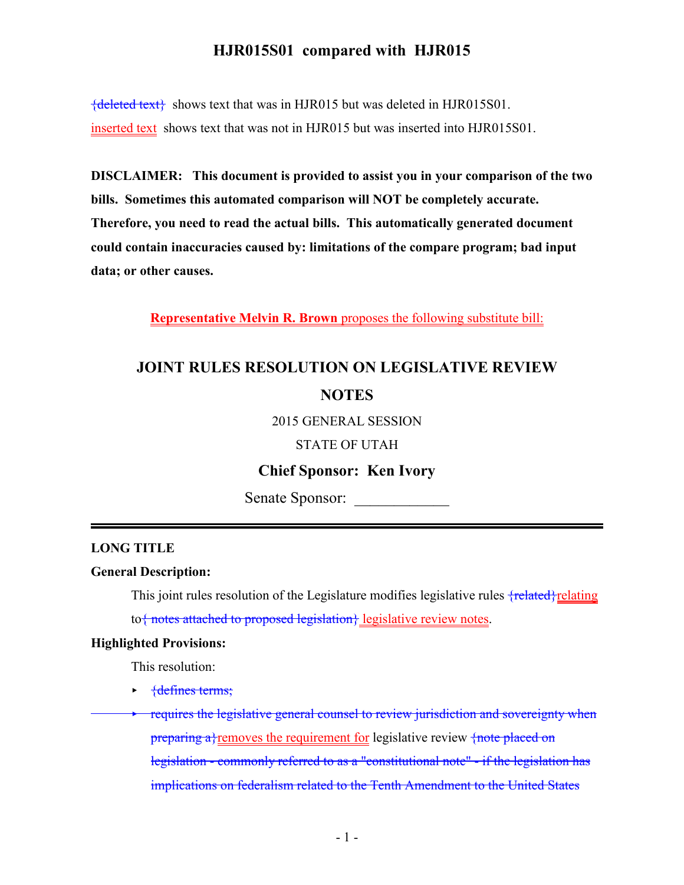## HJR015S01 compared with HJR015

{deleted text} shows text that was in HJR015 but was deleted in HJR015S01.

inserted text shows text that was not in HJR015 but was inserted into HJR015S01.

**DISCLAIMER: This document is provided to assist you in your comparison of the two bills. Sometimes this automated comparison will NOT be completely accurate. Therefore, you need to read the actual bills. This automatically generated document could contain inaccuracies caused by: limitations of the compare program; bad input data; or other causes.**

**Representative Melvin R. Brown** proposes the following substitute bill:

# JOINT RULES RESOLUTION ON LEGISLATIVE REVIEW NOTES

2015 GENERAL SESSION

STATE OF UTAH

**Chief Sponsor: Ken Ivory**

Senate Sponsor: ____________

**LONG TITLE**

**General Description:**

This joint rules resolution of the Legislature modifies legislative rules {related}relating to{ notes attached to proposed legislation} legislative review notes.

**Highlighted Provisions:**

This resolution:

- {defines terms;
- requires the legislative general counsel to review jurisdiction and sovereignty when preparing a}removes the requirement for legislative review {note placed on legislation - commonly referred to as a "constitutional note" - if the legislation has implications on federalism related to the Tenth Amendment to the United States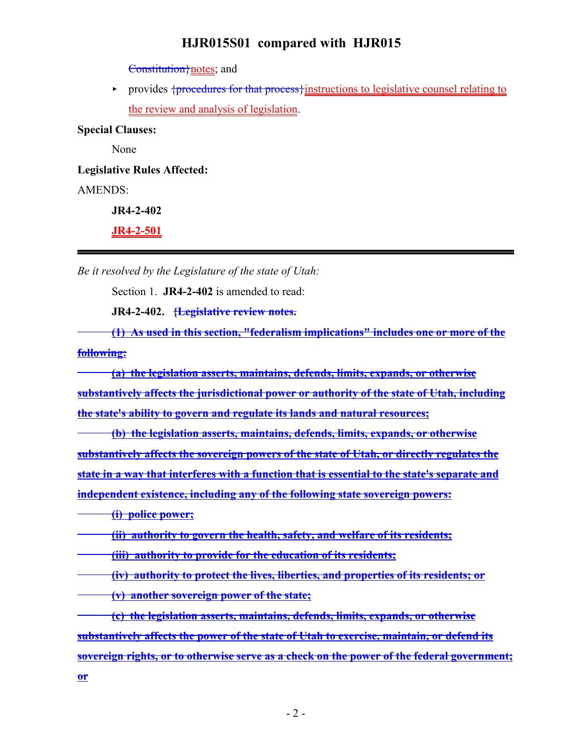~~{Constitution}~~notes; and

- provides ~~{procedures for that process}~~instructions to legislative counsel relating to the review and analysis of legislation.

**Special Clauses:**

None

**Legislative Rules Affected:**

AMENDS:

**JR4-2-402**

**JR4-2-501**

---

*Be it resolved by the Legislature of the state of Utah:*

Section 1. **JR4-2-402** is amended to read:

**JR4-2-402.** ~~**{Legislative review notes.**~~

~~**(1) As used in this section, "federalism implications" includes one or more of the following:**~~

~~**(a) the legislation asserts, maintains, defends, limits, expands, or otherwise substantively affects the jurisdictional power or authority of the state of Utah, including the state's ability to govern and regulate its lands and natural resources;**~~

~~**(b) the legislation asserts, maintains, defends, limits, expands, or otherwise substantively affects the sovereign powers of the state of Utah, or directly regulates the state in a way that interferes with a function that is essential to the state's separate and independent existence, including any of the following state sovereign powers:**~~

~~**(i) police power;**~~

~~**(ii) authority to govern the health, safety, and welfare of its residents;**~~

~~**(iii) authority to provide for the education of its residents;**~~

~~**(iv) authority to protect the lives, liberties, and properties of its residents; or**~~

~~**(v) another sovereign power of the state;**~~

~~**(c) the legislation asserts, maintains, defends, limits, expands, or otherwise substantively affects the power of the state of Utah to exercise, maintain, or defend its sovereign rights, or to otherwise serve as a check on the power of the federal government; or**~~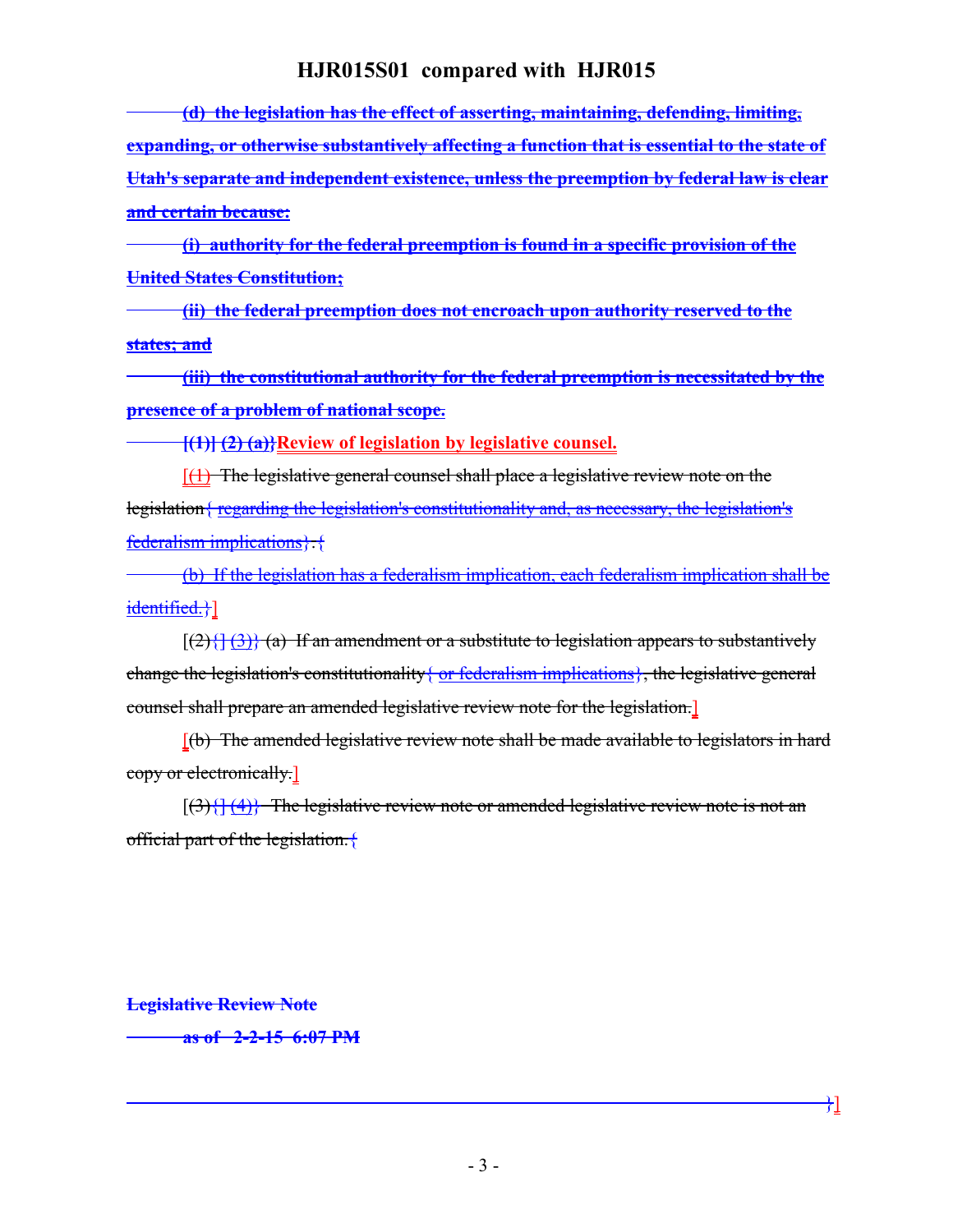(d) the legislation has the effect of asserting, maintaining, defending, limiting, expanding, or otherwise substantively affecting a function that is essential to the state of Utah's separate and independent existence, unless the preemption by federal law is clear and certain because:

(i) authority for the federal preemption is found in a specific provision of the United States Constitution;

(ii) the federal preemption does not encroach upon authority reserved to the states; and

(iii) the constitutional authority for the federal preemption is necessitated by the presence of a problem of national scope.

[(1)] {(2) (a)}**Review of legislation by legislative counsel.**

[(1) The legislative general counsel shall place a legislative review note on the legislation{ regarding the legislation's constitutionality and, as necessary, the legislation's federalism implications}.{

(b) If the legislation has a federalism implication, each federalism implication shall be identified.}]

[(2){] (3)} (a) If an amendment or a substitute to legislation appears to substantively change the legislation's constitutionality{ or federalism implications}, the legislative general counsel shall prepare an amended legislative review note for the legislation.]

[(b) The amended legislative review note shall be made available to legislators in hard copy or electronically.]

[(3){] (4)} The legislative review note or amended legislative review note is not an official part of the legislation.{

**Legislative Review Note**

**as of 2-2-15 6:07 PM**

}]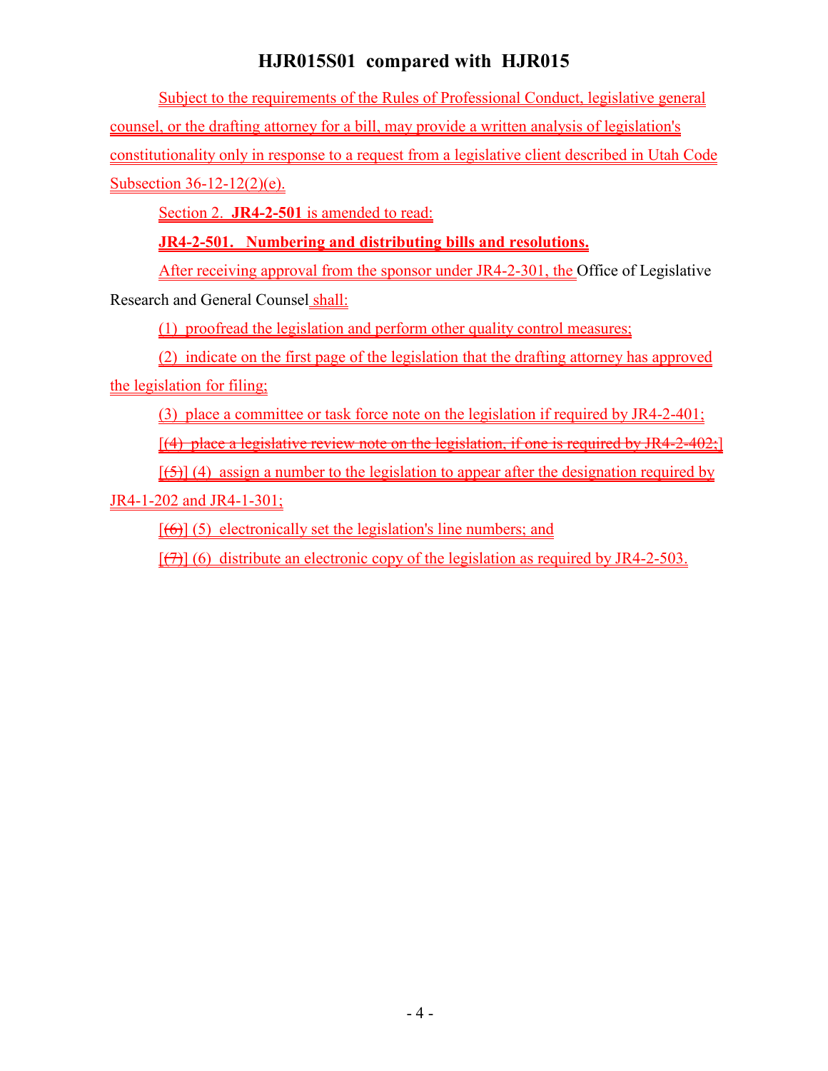Subject to the requirements of the Rules of Professional Conduct, legislative general counsel, or the drafting attorney for a bill, may provide a written analysis of legislation's constitutionality only in response to a request from a legislative client described in Utah Code Subsection 36-12-12(2)(e).

Section 2. **JR4-2-501** is amended to read:

**JR4-2-501. Numbering and distributing bills and resolutions.**

After receiving approval from the sponsor under JR4-2-301, the Office of Legislative Research and General Counsel shall:

(1) proofread the legislation and perform other quality control measures;

(2) indicate on the first page of the legislation that the drafting attorney has approved the legislation for filing;

(3) place a committee or task force note on the legislation if required by JR4-2-401;

[~~(4) place a legislative review note on the legislation, if one is required by JR4-2-402;~~]

[~~(5)~~] (4) assign a number to the legislation to appear after the designation required by JR4-1-202 and JR4-1-301;

[~~(6)~~] (5) electronically set the legislation's line numbers; and

[~~(7)~~] (6) distribute an electronic copy of the legislation as required by JR4-2-503.